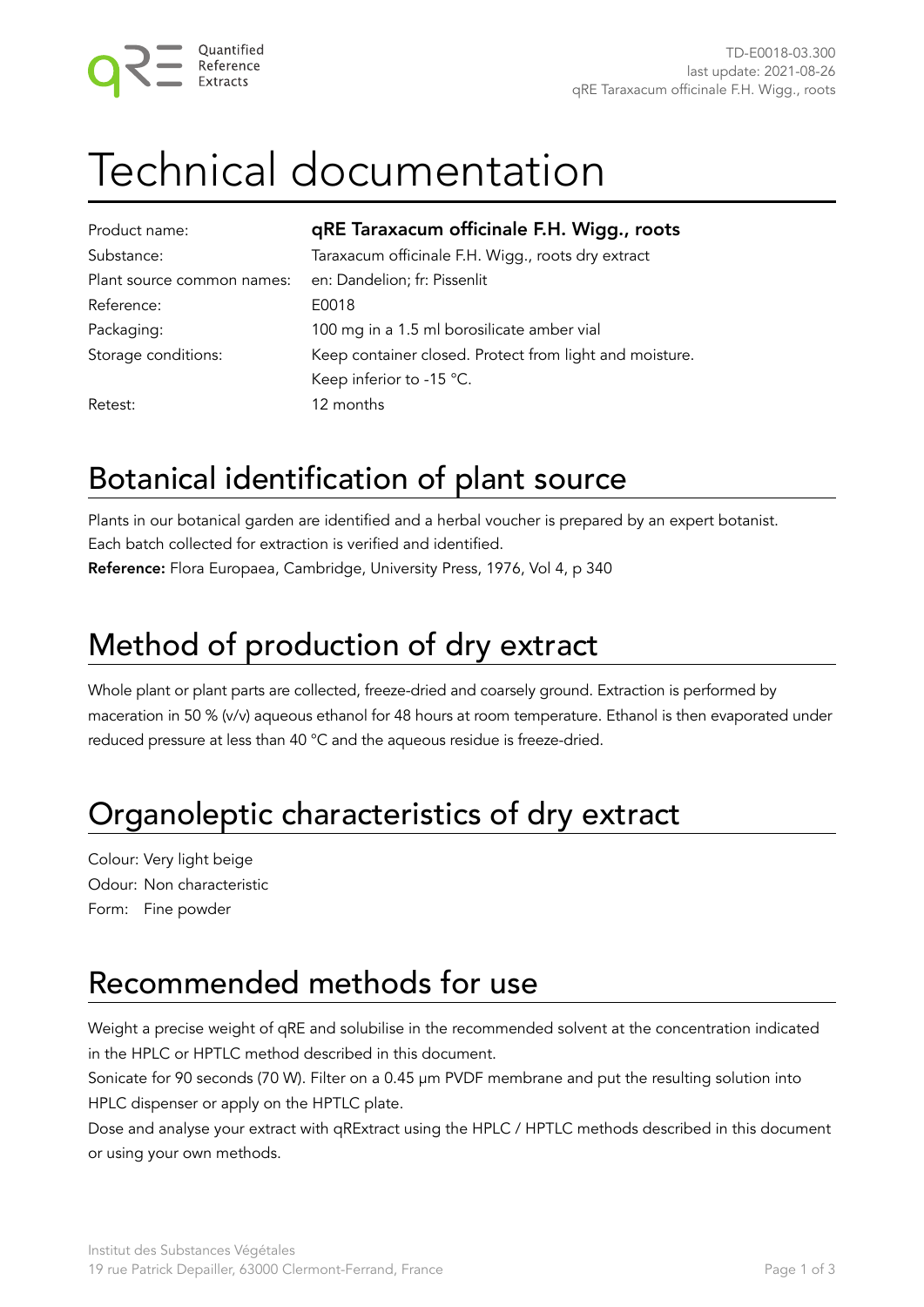# Technical documentation

| | |
|---|---|
| Product name: | **qRE Taraxacum officinale F.H. Wigg., roots** |
| Substance: | Taraxacum officinale F.H. Wigg., roots dry extract |
| Plant source common names: | en: Dandelion; fr: Pissenlit |
| Reference: | E0018 |
| Packaging: | 100 mg in a 1.5 ml borosilicate amber vial |
| Storage conditions: | Keep container closed. Protect from light and moisture. Keep inferior to -15 °C. |
| Retest: | 12 months |

## Botanical identification of plant source

Plants in our botanical garden are identified and a herbal voucher is prepared by an expert botanist. Each batch collected for extraction is verified and identified.
**Reference:** Flora Europaea, Cambridge, University Press, 1976, Vol 4, p 340

## Method of production of dry extract

Whole plant or plant parts are collected, freeze-dried and coarsely ground. Extraction is performed by maceration in 50 % (v/v) aqueous ethanol for 48 hours at room temperature. Ethanol is then evaporated under reduced pressure at less than 40 °C and the aqueous residue is freeze-dried.

## Organoleptic characteristics of dry extract

Colour: Very light beige
Odour: Non characteristic
Form: Fine powder

## Recommended methods for use

Weight a precise weight of qRE and solubilise in the recommended solvent at the concentration indicated in the HPLC or HPTLC method described in this document.
Sonicate for 90 seconds (70 W). Filter on a 0.45 µm PVDF membrane and put the resulting solution into HPLC dispenser or apply on the HPTLC plate.
Dose and analyse your extract with qRExtract using the HPLC / HPTLC methods described in this document or using your own methods.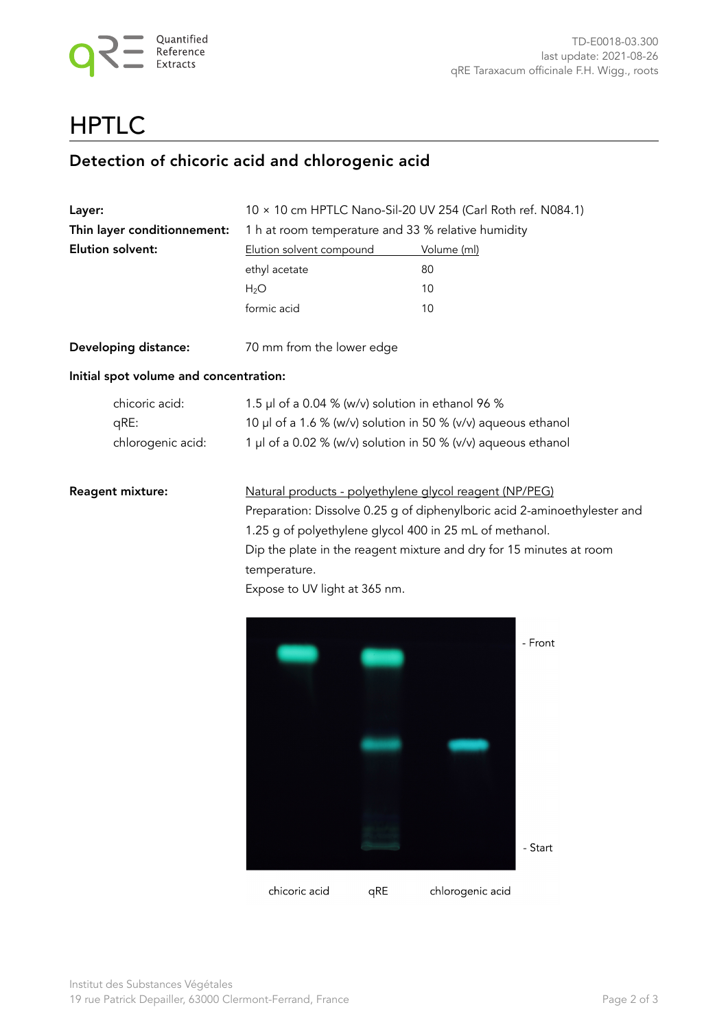# HPTLC

## Detection of chicoric acid and chlorogenic acid

**Layer:** 10 × 10 cm HPTLC Nano-Sil-20 UV 254 (Carl Roth ref. N084.1)

**Thin layer conditionnement:** 1 h at room temperature and 33 % relative humidity

**Elution solvent:**

| Elution solvent compound | Volume (ml) |
|---|---|
| ethyl acetate | 80 |
| $H_2O$ | 10 |
| formic acid | 10 |

**Developing distance:** 70 mm from the lower edge

**Initial spot volume and concentration:**

- chicoric acid: 1.5 µl of a 0.04 % (w/v) solution in ethanol 96 %
- qRE: 10 µl of a 1.6 % (w/v) solution in 50 % (v/v) aqueous ethanol
- chlorogenic acid: 1 µl of a 0.02 % (w/v) solution in 50 % (v/v) aqueous ethanol

**Reagent mixture:** Natural products - polyethylene glycol reagent (NP/PEG)

Preparation: Dissolve 0.25 g of diphenylboric acid 2-aminoethylester and 1.25 g of polyethylene glycol 400 in 25 mL of methanol.

Dip the plate in the reagent mixture and dry for 15 minutes at room temperature.

Expose to UV light at 365 nm.

- Front

- Start

chicoric acid qRE chlorogenic acid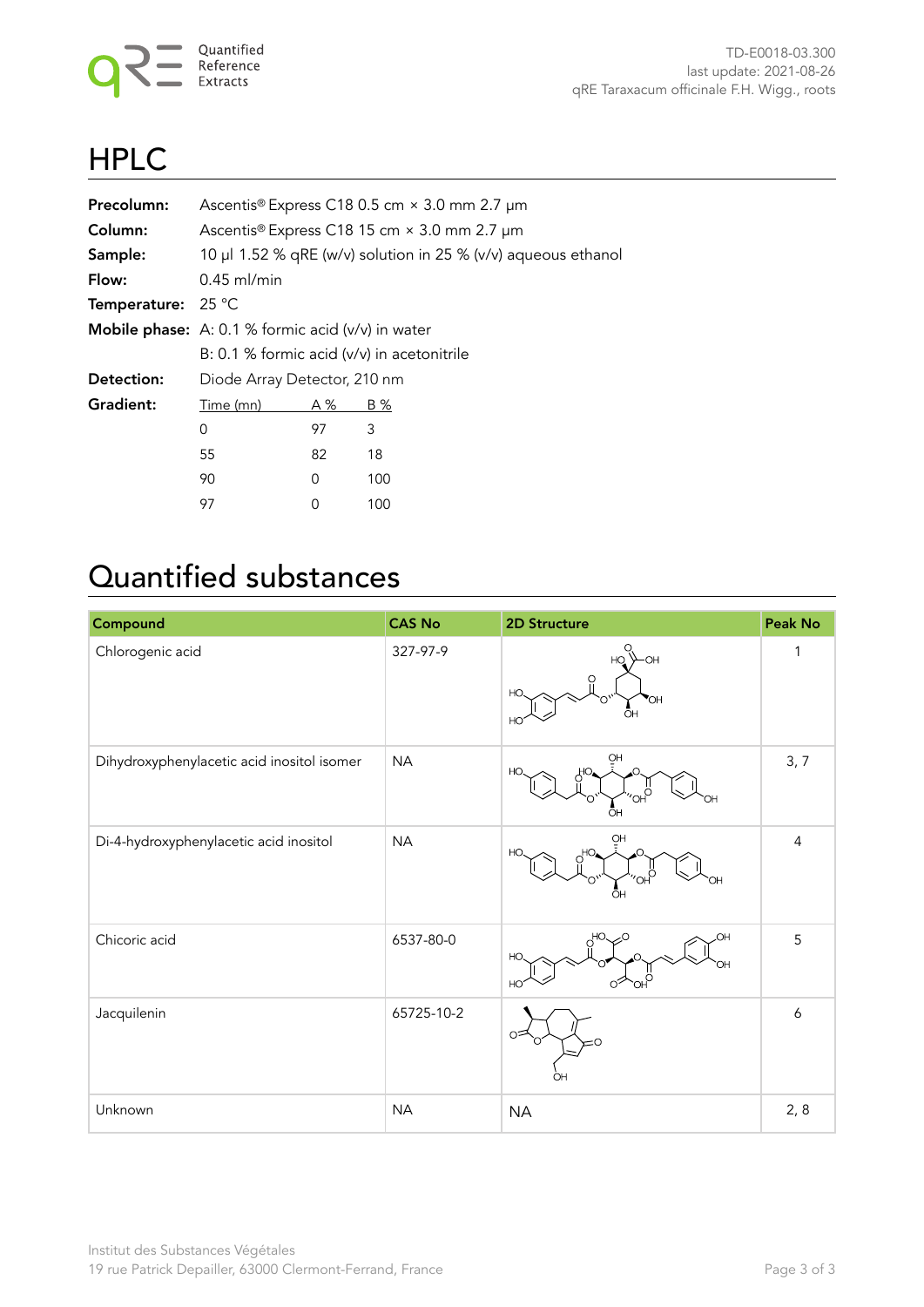# HPLC

**Precolumn:** Ascentis® Express C18 0.5 cm × 3.0 mm 2.7 µm

**Column:** Ascentis® Express C18 15 cm × 3.0 mm 2.7 µm

**Sample:** 10 µl 1.52 % qRE (w/v) solution in 25 % (v/v) aqueous ethanol

**Flow:** 0.45 ml/min

**Temperature:** 25 °C

**Mobile phase:** A: 0.1 % formic acid (v/v) in water

B: 0.1 % formic acid (v/v) in acetonitrile

**Detection:** Diode Array Detector, 210 nm

**Gradient:**

| Time (mn) | A % | B % |
|---|---|---|
| 0 | 97 | 3 |
| 55 | 82 | 18 |
| 90 | 0 | 100 |
| 97 | 0 | 100 |

# Quantified substances

| Compound | CAS No | 2D Structure | Peak No |
|---|---|---|---|
| Chlorogenic acid | 327-97-9 | | 1 |
| Dihydroxyphenylacetic acid inositol isomer | NA | | 3, 7 |
| Di-4-hydroxyphenylacetic acid inositol | NA | | 4 |
| Chicoric acid | 6537-80-0 | | 5 |
| Jacquilenin | 65725-10-2 | | 6 |
| Unknown | NA | NA | 2, 8 |

Institut des Substances Végétales
19 rue Patrick Depailler, 63000 Clermont-Ferrand, France